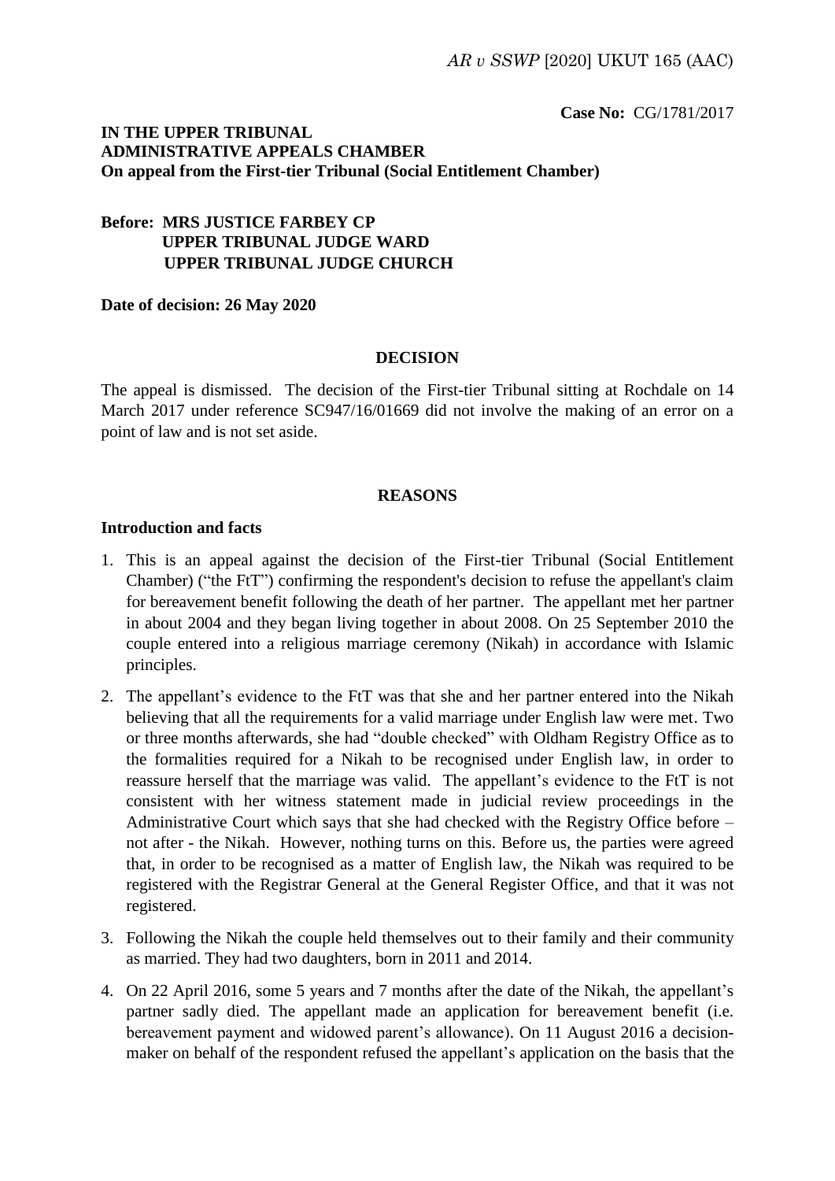*AR v SSWP* [2020] UKUT 165 (AAC)

**Case No:** CG/1781/2017

**IN THE UPPER TRIBUNAL**
**ADMINISTRATIVE APPEALS CHAMBER**
**On appeal from the First-tier Tribunal (Social Entitlement Chamber)**

**Before: MRS JUSTICE FARBEY CP**
**UPPER TRIBUNAL JUDGE WARD**
**UPPER TRIBUNAL JUDGE CHURCH**

**Date of decision: 26 May 2020**

## DECISION

The appeal is dismissed. The decision of the First-tier Tribunal sitting at Rochdale on 14 March 2017 under reference SC947/16/01669 did not involve the making of an error on a point of law and is not set aside.

## REASONS

### Introduction and facts

1. This is an appeal against the decision of the First-tier Tribunal (Social Entitlement Chamber) ("the FtT") confirming the respondent's decision to refuse the appellant's claim for bereavement benefit following the death of her partner. The appellant met her partner in about 2004 and they began living together in about 2008. On 25 September 2010 the couple entered into a religious marriage ceremony (Nikah) in accordance with Islamic principles.

2. The appellant's evidence to the FtT was that she and her partner entered into the Nikah believing that all the requirements for a valid marriage under English law were met. Two or three months afterwards, she had "double checked" with Oldham Registry Office as to the formalities required for a Nikah to be recognised under English law, in order to reassure herself that the marriage was valid. The appellant's evidence to the FtT is not consistent with her witness statement made in judicial review proceedings in the Administrative Court which says that she had checked with the Registry Office before – not after - the Nikah. However, nothing turns on this. Before us, the parties were agreed that, in order to be recognised as a matter of English law, the Nikah was required to be registered with the Registrar General at the General Register Office, and that it was not registered.

3. Following the Nikah the couple held themselves out to their family and their community as married. They had two daughters, born in 2011 and 2014.

4. On 22 April 2016, some 5 years and 7 months after the date of the Nikah, the appellant's partner sadly died. The appellant made an application for bereavement benefit (i.e. bereavement payment and widowed parent's allowance). On 11 August 2016 a decision-maker on behalf of the respondent refused the appellant's application on the basis that the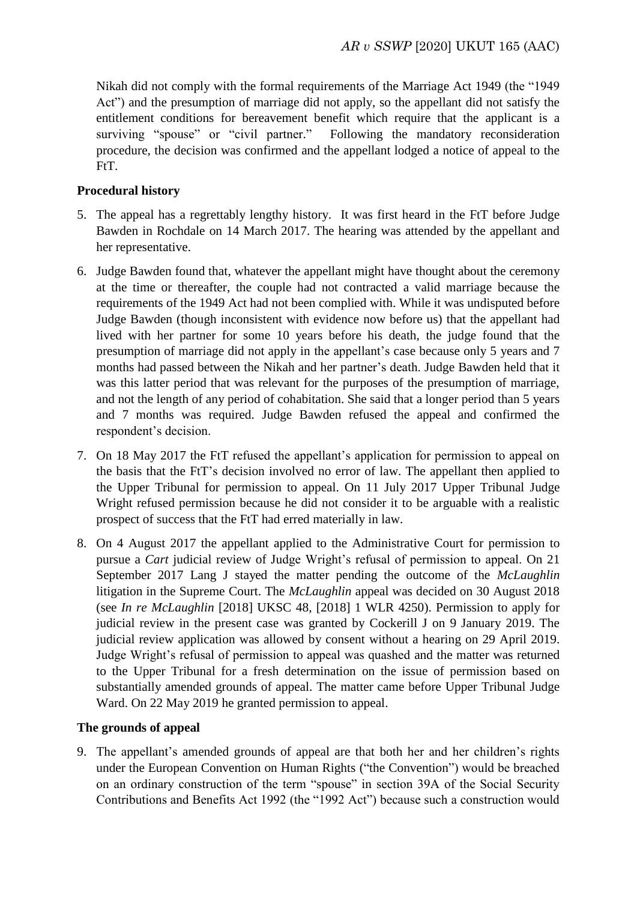Nikah did not comply with the formal requirements of the Marriage Act 1949 (the "1949 Act") and the presumption of marriage did not apply, so the appellant did not satisfy the entitlement conditions for bereavement benefit which require that the applicant is a surviving "spouse" or "civil partner." Following the mandatory reconsideration procedure, the decision was confirmed and the appellant lodged a notice of appeal to the FtT.

**Procedural history**

5. The appeal has a regrettably lengthy history. It was first heard in the FtT before Judge Bawden in Rochdale on 14 March 2017. The hearing was attended by the appellant and her representative.

6. Judge Bawden found that, whatever the appellant might have thought about the ceremony at the time or thereafter, the couple had not contracted a valid marriage because the requirements of the 1949 Act had not been complied with. While it was undisputed before Judge Bawden (though inconsistent with evidence now before us) that the appellant had lived with her partner for some 10 years before his death, the judge found that the presumption of marriage did not apply in the appellant's case because only 5 years and 7 months had passed between the Nikah and her partner's death. Judge Bawden held that it was this latter period that was relevant for the purposes of the presumption of marriage, and not the length of any period of cohabitation. She said that a longer period than 5 years and 7 months was required. Judge Bawden refused the appeal and confirmed the respondent's decision.

7. On 18 May 2017 the FtT refused the appellant's application for permission to appeal on the basis that the FtT's decision involved no error of law. The appellant then applied to the Upper Tribunal for permission to appeal. On 11 July 2017 Upper Tribunal Judge Wright refused permission because he did not consider it to be arguable with a realistic prospect of success that the FtT had erred materially in law.

8. On 4 August 2017 the appellant applied to the Administrative Court for permission to pursue a *Cart* judicial review of Judge Wright's refusal of permission to appeal. On 21 September 2017 Lang J stayed the matter pending the outcome of the *McLaughlin* litigation in the Supreme Court. The *McLaughlin* appeal was decided on 30 August 2018 (see *In re McLaughlin* [2018] UKSC 48, [2018] 1 WLR 4250). Permission to apply for judicial review in the present case was granted by Cockerill J on 9 January 2019. The judicial review application was allowed by consent without a hearing on 29 April 2019. Judge Wright's refusal of permission to appeal was quashed and the matter was returned to the Upper Tribunal for a fresh determination on the issue of permission based on substantially amended grounds of appeal. The matter came before Upper Tribunal Judge Ward. On 22 May 2019 he granted permission to appeal.

**The grounds of appeal**

9. The appellant's amended grounds of appeal are that both her and her children's rights under the European Convention on Human Rights ("the Convention") would be breached on an ordinary construction of the term "spouse" in section 39A of the Social Security Contributions and Benefits Act 1992 (the "1992 Act") because such a construction would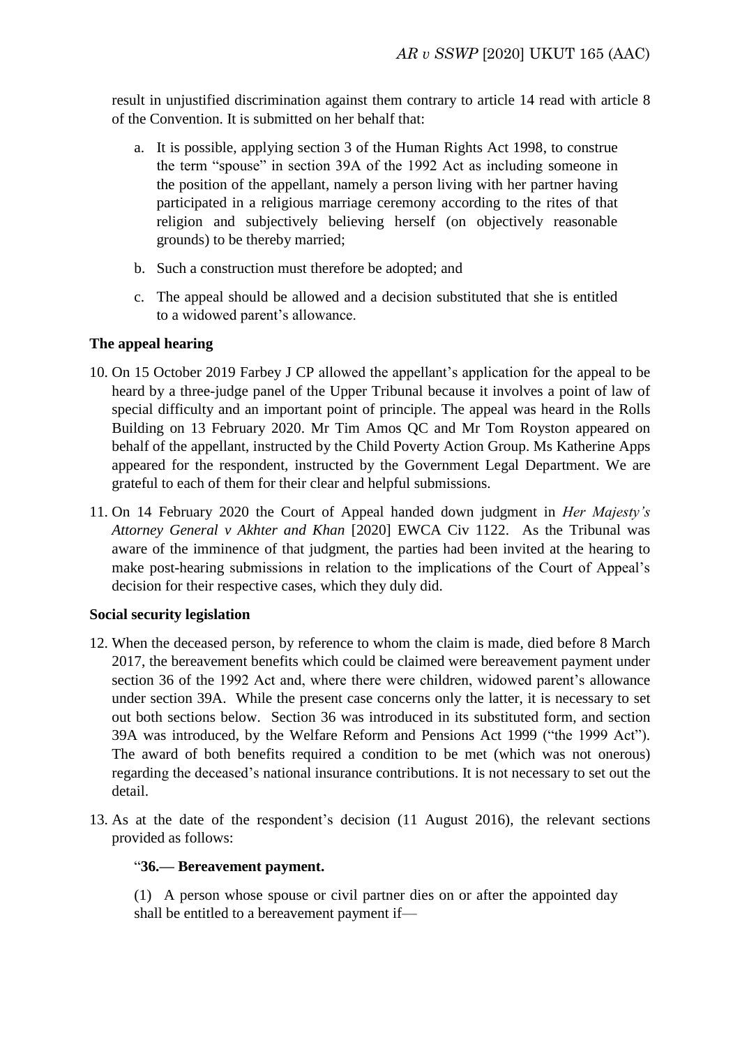result in unjustified discrimination against them contrary to article 14 read with article 8 of the Convention. It is submitted on her behalf that:

a. It is possible, applying section 3 of the Human Rights Act 1998, to construe the term "spouse" in section 39A of the 1992 Act as including someone in the position of the appellant, namely a person living with her partner having participated in a religious marriage ceremony according to the rites of that religion and subjectively believing herself (on objectively reasonable grounds) to be thereby married;

b. Such a construction must therefore be adopted; and

c. The appeal should be allowed and a decision substituted that she is entitled to a widowed parent's allowance.

**The appeal hearing**

10. On 15 October 2019 Farbey J CP allowed the appellant's application for the appeal to be heard by a three-judge panel of the Upper Tribunal because it involves a point of law of special difficulty and an important point of principle. The appeal was heard in the Rolls Building on 13 February 2020. Mr Tim Amos QC and Mr Tom Royston appeared on behalf of the appellant, instructed by the Child Poverty Action Group. Ms Katherine Apps appeared for the respondent, instructed by the Government Legal Department. We are grateful to each of them for their clear and helpful submissions.

11. On 14 February 2020 the Court of Appeal handed down judgment in *Her Majesty's Attorney General v Akhter and Khan* [2020] EWCA Civ 1122. As the Tribunal was aware of the imminence of that judgment, the parties had been invited at the hearing to make post-hearing submissions in relation to the implications of the Court of Appeal's decision for their respective cases, which they duly did.

**Social security legislation**

12. When the deceased person, by reference to whom the claim is made, died before 8 March 2017, the bereavement benefits which could be claimed were bereavement payment under section 36 of the 1992 Act and, where there were children, widowed parent's allowance under section 39A. While the present case concerns only the latter, it is necessary to set out both sections below. Section 36 was introduced in its substituted form, and section 39A was introduced, by the Welfare Reform and Pensions Act 1999 ("the 1999 Act"). The award of both benefits required a condition to be met (which was not onerous) regarding the deceased's national insurance contributions. It is not necessary to set out the detail.

13. As at the date of the respondent's decision (11 August 2016), the relevant sections provided as follows:

"**36.— Bereavement payment.**

(1) A person whose spouse or civil partner dies on or after the appointed day shall be entitled to a bereavement payment if—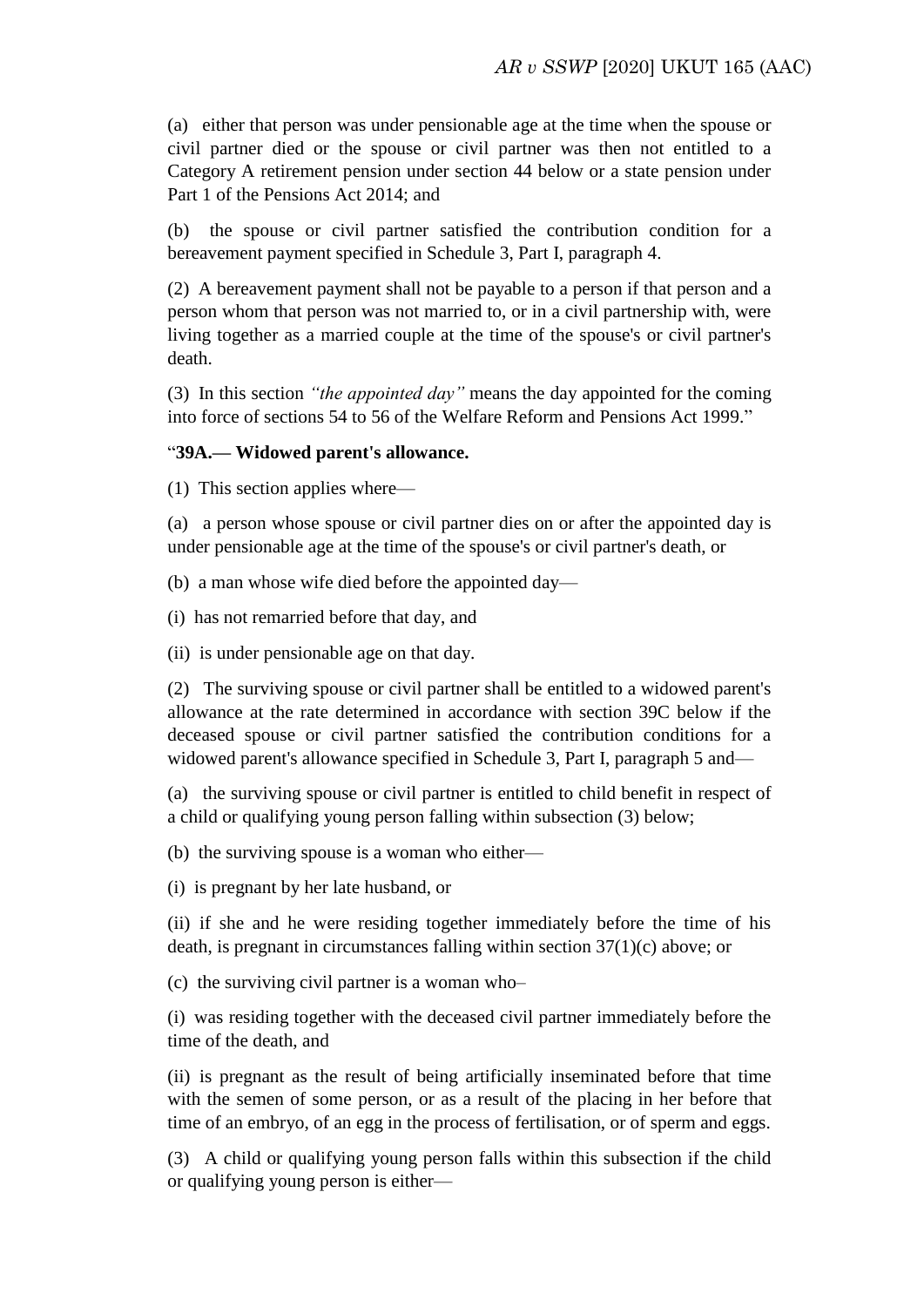(a) either that person was under pensionable age at the time when the spouse or civil partner died or the spouse or civil partner was then not entitled to a Category A retirement pension under section 44 below or a state pension under Part 1 of the Pensions Act 2014; and

(b) the spouse or civil partner satisfied the contribution condition for a bereavement payment specified in Schedule 3, Part I, paragraph 4.

(2) A bereavement payment shall not be payable to a person if that person and a person whom that person was not married to, or in a civil partnership with, were living together as a married couple at the time of the spouse's or civil partner's death.

(3) In this section *"the appointed day"* means the day appointed for the coming into force of sections 54 to 56 of the Welfare Reform and Pensions Act 1999."

"**39A.— Widowed parent's allowance.**

(1) This section applies where—

(a) a person whose spouse or civil partner dies on or after the appointed day is under pensionable age at the time of the spouse's or civil partner's death, or

(b) a man whose wife died before the appointed day—

(i) has not remarried before that day, and

(ii) is under pensionable age on that day.

(2) The surviving spouse or civil partner shall be entitled to a widowed parent's allowance at the rate determined in accordance with section 39C below if the deceased spouse or civil partner satisfied the contribution conditions for a widowed parent's allowance specified in Schedule 3, Part I, paragraph 5 and—

(a) the surviving spouse or civil partner is entitled to child benefit in respect of a child or qualifying young person falling within subsection (3) below;

(b) the surviving spouse is a woman who either—

(i) is pregnant by her late husband, or

(ii) if she and he were residing together immediately before the time of his death, is pregnant in circumstances falling within section 37(1)(c) above; or

(c) the surviving civil partner is a woman who–

(i) was residing together with the deceased civil partner immediately before the time of the death, and

(ii) is pregnant as the result of being artificially inseminated before that time with the semen of some person, or as a result of the placing in her before that time of an embryo, of an egg in the process of fertilisation, or of sperm and eggs.

(3) A child or qualifying young person falls within this subsection if the child or qualifying young person is either—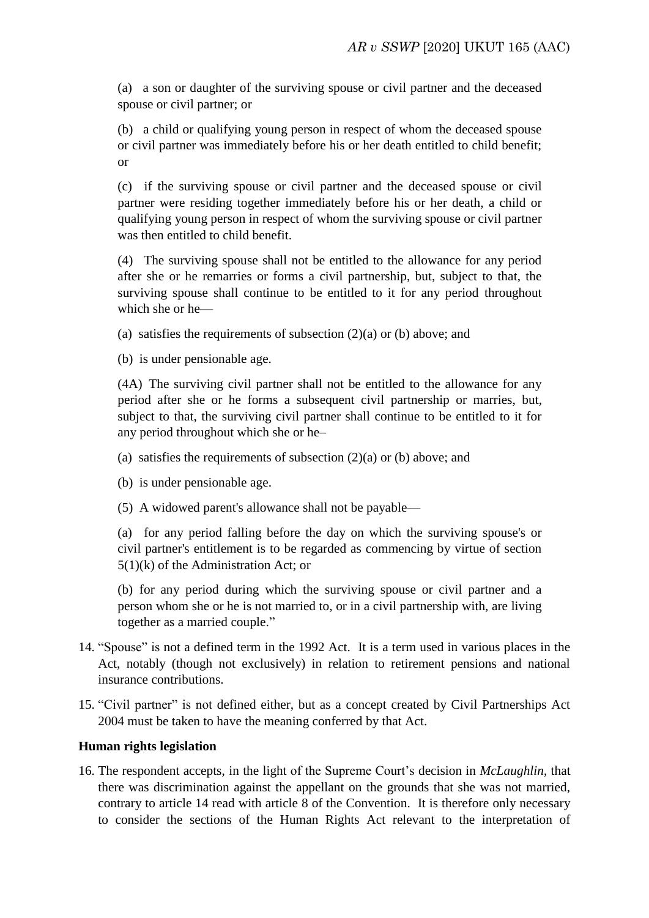(a) a son or daughter of the surviving spouse or civil partner and the deceased spouse or civil partner; or

(b) a child or qualifying young person in respect of whom the deceased spouse or civil partner was immediately before his or her death entitled to child benefit; or

(c) if the surviving spouse or civil partner and the deceased spouse or civil partner were residing together immediately before his or her death, a child or qualifying young person in respect of whom the surviving spouse or civil partner was then entitled to child benefit.

(4) The surviving spouse shall not be entitled to the allowance for any period after she or he remarries or forms a civil partnership, but, subject to that, the surviving spouse shall continue to be entitled to it for any period throughout which she or he—

(a) satisfies the requirements of subsection (2)(a) or (b) above; and

(b) is under pensionable age.

(4A) The surviving civil partner shall not be entitled to the allowance for any period after she or he forms a subsequent civil partnership or marries, but, subject to that, the surviving civil partner shall continue to be entitled to it for any period throughout which she or he–

(a) satisfies the requirements of subsection (2)(a) or (b) above; and

(b) is under pensionable age.

(5) A widowed parent's allowance shall not be payable—

(a) for any period falling before the day on which the surviving spouse's or civil partner's entitlement is to be regarded as commencing by virtue of section 5(1)(k) of the Administration Act; or

(b) for any period during which the surviving spouse or civil partner and a person whom she or he is not married to, or in a civil partnership with, are living together as a married couple."

14. "Spouse" is not a defined term in the 1992 Act. It is a term used in various places in the Act, notably (though not exclusively) in relation to retirement pensions and national insurance contributions.

15. "Civil partner" is not defined either, but as a concept created by Civil Partnerships Act 2004 must be taken to have the meaning conferred by that Act.

**Human rights legislation**

16. The respondent accepts, in the light of the Supreme Court's decision in *McLaughlin*, that there was discrimination against the appellant on the grounds that she was not married, contrary to article 14 read with article 8 of the Convention. It is therefore only necessary to consider the sections of the Human Rights Act relevant to the interpretation of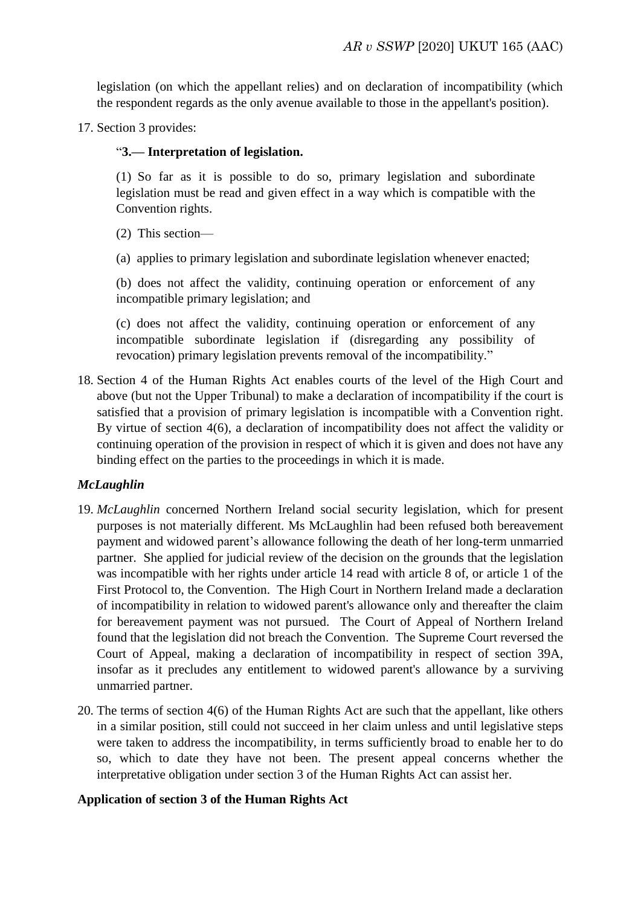legislation (on which the appellant relies) and on declaration of incompatibility (which the respondent regards as the only avenue available to those in the appellant's position).

17. Section 3 provides:

> "**3.— Interpretation of legislation.**
>
> (1) So far as it is possible to do so, primary legislation and subordinate legislation must be read and given effect in a way which is compatible with the Convention rights.
>
> (2) This section—
>
> (a) applies to primary legislation and subordinate legislation whenever enacted;
>
> (b) does not affect the validity, continuing operation or enforcement of any incompatible primary legislation; and
>
> (c) does not affect the validity, continuing operation or enforcement of any incompatible subordinate legislation if (disregarding any possibility of revocation) primary legislation prevents removal of the incompatibility."

18. Section 4 of the Human Rights Act enables courts of the level of the High Court and above (but not the Upper Tribunal) to make a declaration of incompatibility if the court is satisfied that a provision of primary legislation is incompatible with a Convention right. By virtue of section 4(6), a declaration of incompatibility does not affect the validity or continuing operation of the provision in respect of which it is given and does not have any binding effect on the parties to the proceedings in which it is made.

### *McLaughlin*

19. *McLaughlin* concerned Northern Ireland social security legislation, which for present purposes is not materially different. Ms McLaughlin had been refused both bereavement payment and widowed parent's allowance following the death of her long-term unmarried partner. She applied for judicial review of the decision on the grounds that the legislation was incompatible with her rights under article 14 read with article 8 of, or article 1 of the First Protocol to, the Convention. The High Court in Northern Ireland made a declaration of incompatibility in relation to widowed parent's allowance only and thereafter the claim for bereavement payment was not pursued. The Court of Appeal of Northern Ireland found that the legislation did not breach the Convention. The Supreme Court reversed the Court of Appeal, making a declaration of incompatibility in respect of section 39A, insofar as it precludes any entitlement to widowed parent's allowance by a surviving unmarried partner.

20. The terms of section 4(6) of the Human Rights Act are such that the appellant, like others in a similar position, still could not succeed in her claim unless and until legislative steps were taken to address the incompatibility, in terms sufficiently broad to enable her to do so, which to date they have not been. The present appeal concerns whether the interpretative obligation under section 3 of the Human Rights Act can assist her.

### Application of section 3 of the Human Rights Act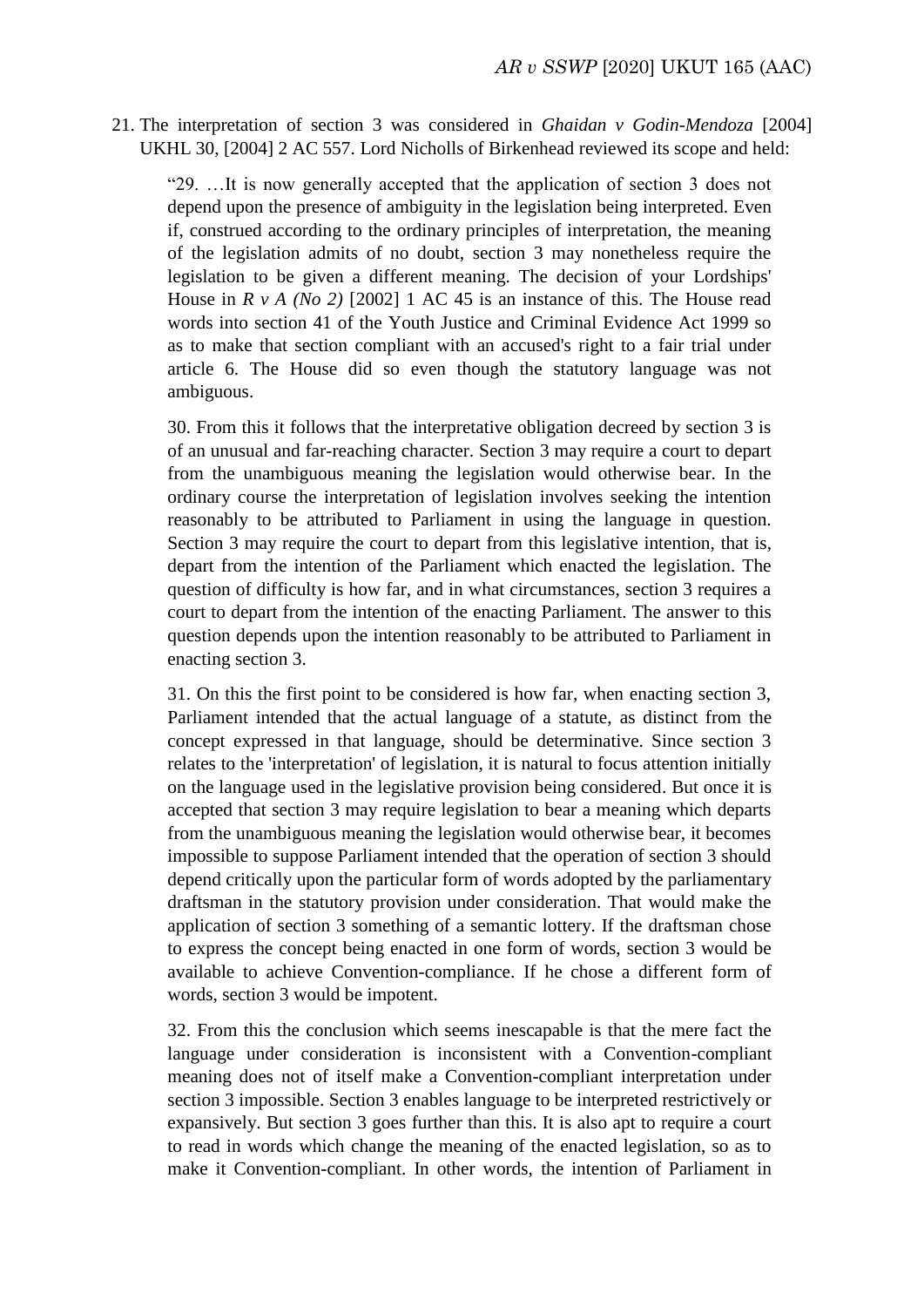21. The interpretation of section 3 was considered in *Ghaidan v Godin-Mendoza* [2004] UKHL 30, [2004] 2 AC 557. Lord Nicholls of Birkenhead reviewed its scope and held:

> "29. …It is now generally accepted that the application of section 3 does not depend upon the presence of ambiguity in the legislation being interpreted. Even if, construed according to the ordinary principles of interpretation, the meaning of the legislation admits of no doubt, section 3 may nonetheless require the legislation to be given a different meaning. The decision of your Lordships' House in *R v A (No 2)* [2002] 1 AC 45 is an instance of this. The House read words into section 41 of the Youth Justice and Criminal Evidence Act 1999 so as to make that section compliant with an accused's right to a fair trial under article 6. The House did so even though the statutory language was not ambiguous.
>
> 30. From this it follows that the interpretative obligation decreed by section 3 is of an unusual and far-reaching character. Section 3 may require a court to depart from the unambiguous meaning the legislation would otherwise bear. In the ordinary course the interpretation of legislation involves seeking the intention reasonably to be attributed to Parliament in using the language in question. Section 3 may require the court to depart from this legislative intention, that is, depart from the intention of the Parliament which enacted the legislation. The question of difficulty is how far, and in what circumstances, section 3 requires a court to depart from the intention of the enacting Parliament. The answer to this question depends upon the intention reasonably to be attributed to Parliament in enacting section 3.
>
> 31. On this the first point to be considered is how far, when enacting section 3, Parliament intended that the actual language of a statute, as distinct from the concept expressed in that language, should be determinative. Since section 3 relates to the 'interpretation' of legislation, it is natural to focus attention initially on the language used in the legislative provision being considered. But once it is accepted that section 3 may require legislation to bear a meaning which departs from the unambiguous meaning the legislation would otherwise bear, it becomes impossible to suppose Parliament intended that the operation of section 3 should depend critically upon the particular form of words adopted by the parliamentary draftsman in the statutory provision under consideration. That would make the application of section 3 something of a semantic lottery. If the draftsman chose to express the concept being enacted in one form of words, section 3 would be available to achieve Convention-compliance. If he chose a different form of words, section 3 would be impotent.
>
> 32. From this the conclusion which seems inescapable is that the mere fact the language under consideration is inconsistent with a Convention-compliant meaning does not of itself make a Convention-compliant interpretation under section 3 impossible. Section 3 enables language to be interpreted restrictively or expansively. But section 3 goes further than this. It is also apt to require a court to read in words which change the meaning of the enacted legislation, so as to make it Convention-compliant. In other words, the intention of Parliament in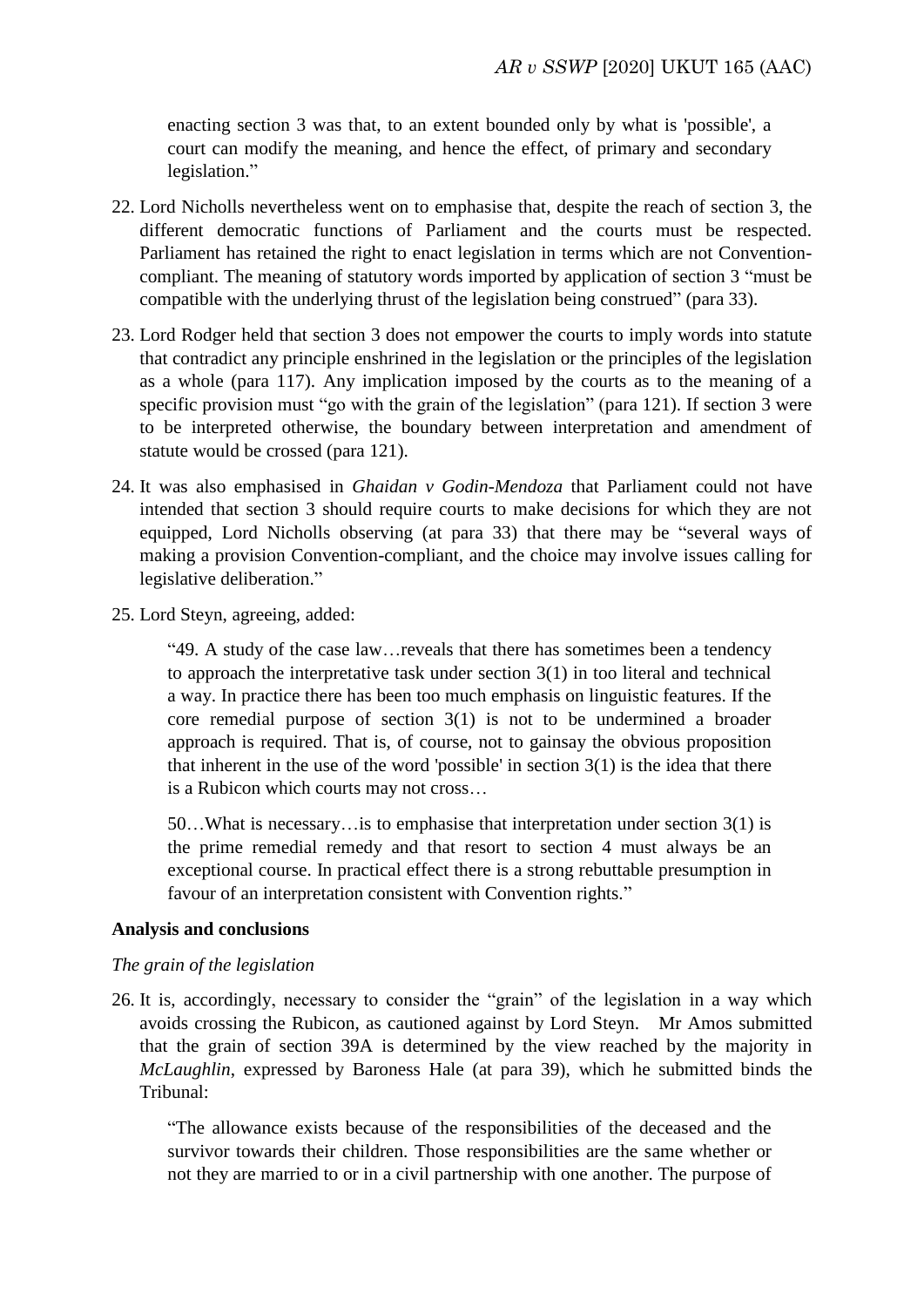enacting section 3 was that, to an extent bounded only by what is 'possible', a court can modify the meaning, and hence the effect, of primary and secondary legislation."

22. Lord Nicholls nevertheless went on to emphasise that, despite the reach of section 3, the different democratic functions of Parliament and the courts must be respected. Parliament has retained the right to enact legislation in terms which are not Convention-compliant. The meaning of statutory words imported by application of section 3 "must be compatible with the underlying thrust of the legislation being construed" (para 33).

23. Lord Rodger held that section 3 does not empower the courts to imply words into statute that contradict any principle enshrined in the legislation or the principles of the legislation as a whole (para 117). Any implication imposed by the courts as to the meaning of a specific provision must "go with the grain of the legislation" (para 121). If section 3 were to be interpreted otherwise, the boundary between interpretation and amendment of statute would be crossed (para 121).

24. It was also emphasised in *Ghaidan v Godin-Mendoza* that Parliament could not have intended that section 3 should require courts to make decisions for which they are not equipped, Lord Nicholls observing (at para 33) that there may be "several ways of making a provision Convention-compliant, and the choice may involve issues calling for legislative deliberation."

25. Lord Steyn, agreeing, added:

> "49. A study of the case law…reveals that there has sometimes been a tendency to approach the interpretative task under section 3(1) in too literal and technical a way. In practice there has been too much emphasis on linguistic features. If the core remedial purpose of section 3(1) is not to be undermined a broader approach is required. That is, of course, not to gainsay the obvious proposition that inherent in the use of the word 'possible' in section 3(1) is the idea that there is a Rubicon which courts may not cross…
>
> 50…What is necessary…is to emphasise that interpretation under section 3(1) is the prime remedial remedy and that resort to section 4 must always be an exceptional course. In practical effect there is a strong rebuttable presumption in favour of an interpretation consistent with Convention rights."

## Analysis and conclusions

### *The grain of the legislation*

26. It is, accordingly, necessary to consider the "grain" of the legislation in a way which avoids crossing the Rubicon, as cautioned against by Lord Steyn. Mr Amos submitted that the grain of section 39A is determined by the view reached by the majority in *McLaughlin*, expressed by Baroness Hale (at para 39), which he submitted binds the Tribunal:

> "The allowance exists because of the responsibilities of the deceased and the survivor towards their children. Those responsibilities are the same whether or not they are married to or in a civil partnership with one another. The purpose of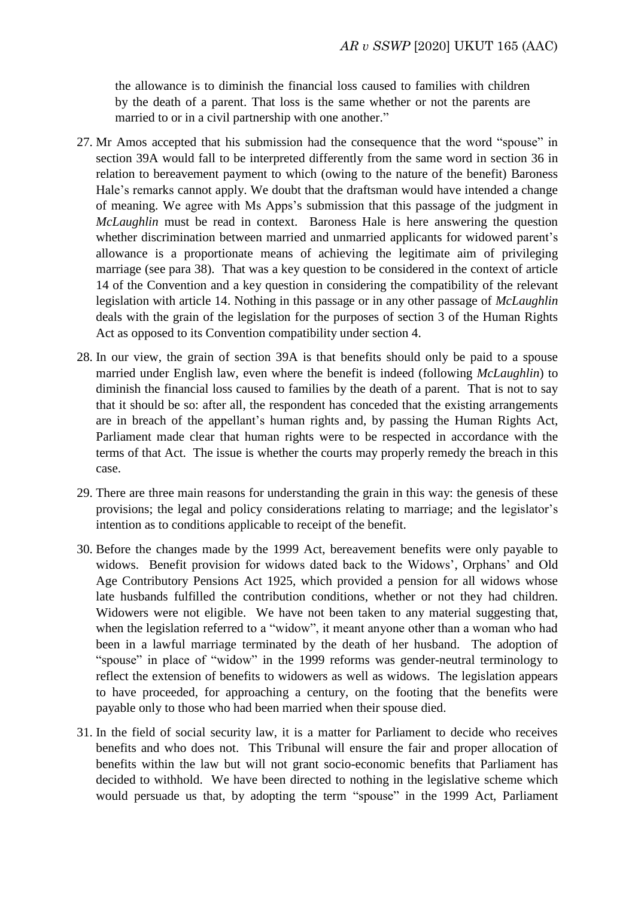the allowance is to diminish the financial loss caused to families with children by the death of a parent. That loss is the same whether or not the parents are married to or in a civil partnership with one another."

27. Mr Amos accepted that his submission had the consequence that the word "spouse" in section 39A would fall to be interpreted differently from the same word in section 36 in relation to bereavement payment to which (owing to the nature of the benefit) Baroness Hale's remarks cannot apply. We doubt that the draftsman would have intended a change of meaning. We agree with Ms Apps's submission that this passage of the judgment in *McLaughlin* must be read in context. Baroness Hale is here answering the question whether discrimination between married and unmarried applicants for widowed parent's allowance is a proportionate means of achieving the legitimate aim of privileging marriage (see para 38). That was a key question to be considered in the context of article 14 of the Convention and a key question in considering the compatibility of the relevant legislation with article 14. Nothing in this passage or in any other passage of *McLaughlin* deals with the grain of the legislation for the purposes of section 3 of the Human Rights Act as opposed to its Convention compatibility under section 4.

28. In our view, the grain of section 39A is that benefits should only be paid to a spouse married under English law, even where the benefit is indeed (following *McLaughlin*) to diminish the financial loss caused to families by the death of a parent. That is not to say that it should be so: after all, the respondent has conceded that the existing arrangements are in breach of the appellant's human rights and, by passing the Human Rights Act, Parliament made clear that human rights were to be respected in accordance with the terms of that Act. The issue is whether the courts may properly remedy the breach in this case.

29. There are three main reasons for understanding the grain in this way: the genesis of these provisions; the legal and policy considerations relating to marriage; and the legislator's intention as to conditions applicable to receipt of the benefit.

30. Before the changes made by the 1999 Act, bereavement benefits were only payable to widows. Benefit provision for widows dated back to the Widows', Orphans' and Old Age Contributory Pensions Act 1925, which provided a pension for all widows whose late husbands fulfilled the contribution conditions, whether or not they had children. Widowers were not eligible. We have not been taken to any material suggesting that, when the legislation referred to a "widow", it meant anyone other than a woman who had been in a lawful marriage terminated by the death of her husband. The adoption of "spouse" in place of "widow" in the 1999 reforms was gender-neutral terminology to reflect the extension of benefits to widowers as well as widows. The legislation appears to have proceeded, for approaching a century, on the footing that the benefits were payable only to those who had been married when their spouse died.

31. In the field of social security law, it is a matter for Parliament to decide who receives benefits and who does not. This Tribunal will ensure the fair and proper allocation of benefits within the law but will not grant socio-economic benefits that Parliament has decided to withhold. We have been directed to nothing in the legislative scheme which would persuade us that, by adopting the term "spouse" in the 1999 Act, Parliament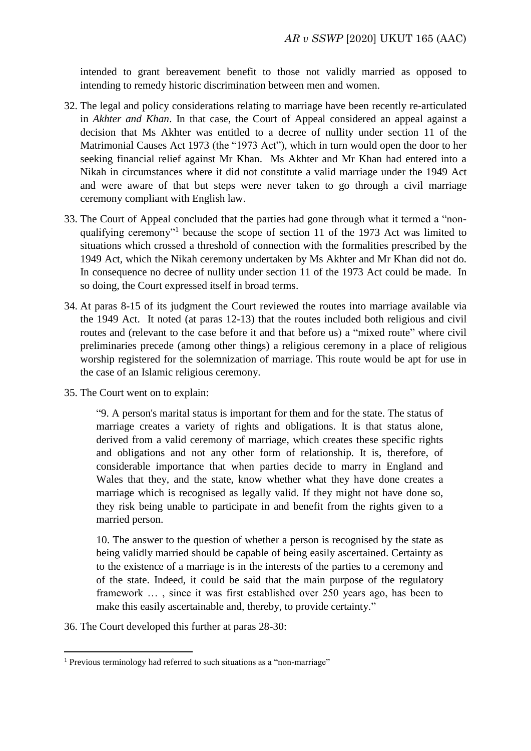intended to grant bereavement benefit to those not validly married as opposed to intending to remedy historic discrimination between men and women.

32. The legal and policy considerations relating to marriage have been recently re-articulated in *Akhter and Khan*. In that case, the Court of Appeal considered an appeal against a decision that Ms Akhter was entitled to a decree of nullity under section 11 of the Matrimonial Causes Act 1973 (the "1973 Act"), which in turn would open the door to her seeking financial relief against Mr Khan. Ms Akhter and Mr Khan had entered into a Nikah in circumstances where it did not constitute a valid marriage under the 1949 Act and were aware of that but steps were never taken to go through a civil marriage ceremony compliant with English law.

33. The Court of Appeal concluded that the parties had gone through what it termed a "non-qualifying ceremony"[1] because the scope of section 11 of the 1973 Act was limited to situations which crossed a threshold of connection with the formalities prescribed by the 1949 Act, which the Nikah ceremony undertaken by Ms Akhter and Mr Khan did not do. In consequence no decree of nullity under section 11 of the 1973 Act could be made. In so doing, the Court expressed itself in broad terms.

34. At paras 8-15 of its judgment the Court reviewed the routes into marriage available via the 1949 Act. It noted (at paras 12-13) that the routes included both religious and civil routes and (relevant to the case before it and that before us) a "mixed route" where civil preliminaries precede (among other things) a religious ceremony in a place of religious worship registered for the solemnization of marriage. This route would be apt for use in the case of an Islamic religious ceremony.

35. The Court went on to explain:

   > "9. A person's marital status is important for them and for the state. The status of marriage creates a variety of rights and obligations. It is that status alone, derived from a valid ceremony of marriage, which creates these specific rights and obligations and not any other form of relationship. It is, therefore, of considerable importance that when parties decide to marry in England and Wales that they, and the state, know whether what they have done creates a marriage which is recognised as legally valid. If they might not have done so, they risk being unable to participate in and benefit from the rights given to a married person.
   >
   > 10. The answer to the question of whether a person is recognised by the state as being validly married should be capable of being easily ascertained. Certainty as to the existence of a marriage is in the interests of the parties to a ceremony and of the state. Indeed, it could be said that the main purpose of the regulatory framework … , since it was first established over 250 years ago, has been to make this easily ascertainable and, thereby, to provide certainty."

36. The Court developed this further at paras 28-30:

---

[1] Previous terminology had referred to such situations as a "non-marriage"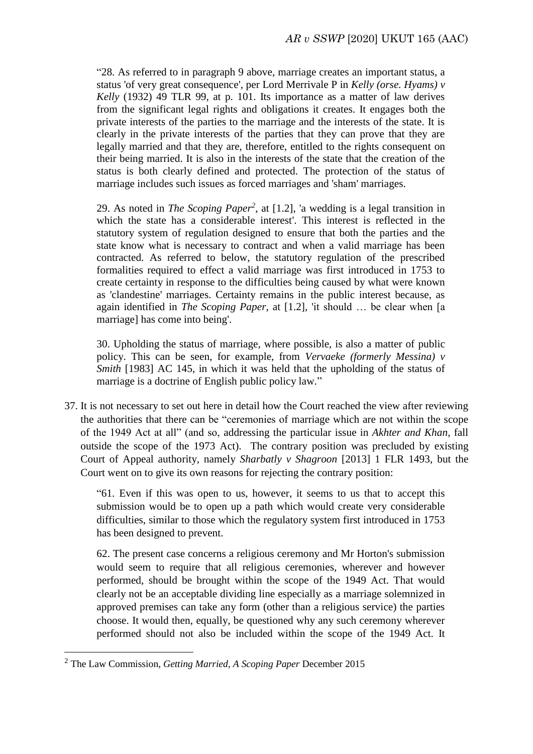"28. As referred to in paragraph 9 above, marriage creates an important status, a status 'of very great consequence', per Lord Merrivale P in *Kelly (orse. Hyams) v Kelly* (1932) 49 TLR 99, at p. 101. Its importance as a matter of law derives from the significant legal rights and obligations it creates. It engages both the private interests of the parties to the marriage and the interests of the state. It is clearly in the private interests of the parties that they can prove that they are legally married and that they are, therefore, entitled to the rights consequent on their being married. It is also in the interests of the state that the creation of the status is both clearly defined and protected. The protection of the status of marriage includes such issues as forced marriages and 'sham' marriages.

29. As noted in *The Scoping Paper*[2], at [1.2], 'a wedding is a legal transition in which the state has a considerable interest'. This interest is reflected in the statutory system of regulation designed to ensure that both the parties and the state know what is necessary to contract and when a valid marriage has been contracted. As referred to below, the statutory regulation of the prescribed formalities required to effect a valid marriage was first introduced in 1753 to create certainty in response to the difficulties being caused by what were known as 'clandestine' marriages. Certainty remains in the public interest because, as again identified in *The Scoping Paper*, at [1.2], 'it should … be clear when [a marriage] has come into being'.

30. Upholding the status of marriage, where possible, is also a matter of public policy. This can be seen, for example, from *Vervaeke (formerly Messina) v Smith* [1983] AC 145, in which it was held that the upholding of the status of marriage is a doctrine of English public policy law."

37. It is not necessary to set out here in detail how the Court reached the view after reviewing the authorities that there can be "ceremonies of marriage which are not within the scope of the 1949 Act at all" (and so, addressing the particular issue in *Akhter and Khan*, fall outside the scope of the 1973 Act). The contrary position was precluded by existing Court of Appeal authority, namely *Sharbatly v Shagroon* [2013] 1 FLR 1493, but the Court went on to give its own reasons for rejecting the contrary position:

"61. Even if this was open to us, however, it seems to us that to accept this submission would be to open up a path which would create very considerable difficulties, similar to those which the regulatory system first introduced in 1753 has been designed to prevent.

62. The present case concerns a religious ceremony and Mr Horton's submission would seem to require that all religious ceremonies, wherever and however performed, should be brought within the scope of the 1949 Act. That would clearly not be an acceptable dividing line especially as a marriage solemnized in approved premises can take any form (other than a religious service) the parties choose. It would then, equally, be questioned why any such ceremony wherever performed should not also be included within the scope of the 1949 Act. It

[2] The Law Commission, *Getting Married, A Scoping Paper* December 2015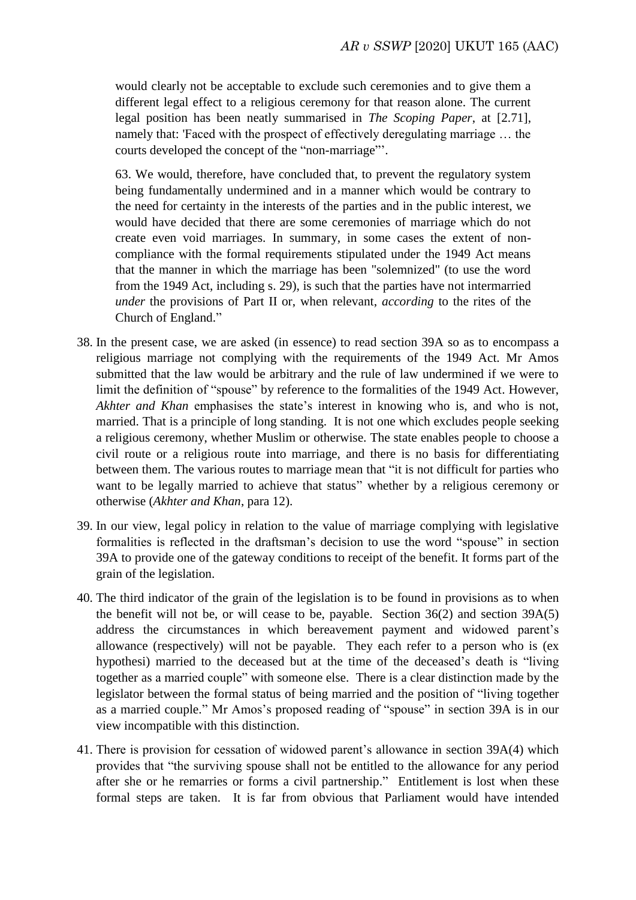> would clearly not be acceptable to exclude such ceremonies and to give them a different legal effect to a religious ceremony for that reason alone. The current legal position has been neatly summarised in *The Scoping Paper*, at [2.71], namely that: 'Faced with the prospect of effectively deregulating marriage … the courts developed the concept of the "non-marriage"'.
>
> 63. We would, therefore, have concluded that, to prevent the regulatory system being fundamentally undermined and in a manner which would be contrary to the need for certainty in the interests of the parties and in the public interest, we would have decided that there are some ceremonies of marriage which do not create even void marriages. In summary, in some cases the extent of non-compliance with the formal requirements stipulated under the 1949 Act means that the manner in which the marriage has been "solemnized" (to use the word from the 1949 Act, including s. 29), is such that the parties have not intermarried *under* the provisions of Part II or, when relevant, *according* to the rites of the Church of England."

38. In the present case, we are asked (in essence) to read section 39A so as to encompass a religious marriage not complying with the requirements of the 1949 Act. Mr Amos submitted that the law would be arbitrary and the rule of law undermined if we were to limit the definition of "spouse" by reference to the formalities of the 1949 Act. However, *Akhter and Khan* emphasises the state's interest in knowing who is, and who is not, married. That is a principle of long standing. It is not one which excludes people seeking a religious ceremony, whether Muslim or otherwise. The state enables people to choose a civil route or a religious route into marriage, and there is no basis for differentiating between them. The various routes to marriage mean that "it is not difficult for parties who want to be legally married to achieve that status" whether by a religious ceremony or otherwise (*Akhter and Khan*, para 12).

39. In our view, legal policy in relation to the value of marriage complying with legislative formalities is reflected in the draftsman's decision to use the word "spouse" in section 39A to provide one of the gateway conditions to receipt of the benefit. It forms part of the grain of the legislation.

40. The third indicator of the grain of the legislation is to be found in provisions as to when the benefit will not be, or will cease to be, payable. Section 36(2) and section 39A(5) address the circumstances in which bereavement payment and widowed parent's allowance (respectively) will not be payable. They each refer to a person who is (ex hypothesi) married to the deceased but at the time of the deceased's death is "living together as a married couple" with someone else. There is a clear distinction made by the legislator between the formal status of being married and the position of "living together as a married couple." Mr Amos's proposed reading of "spouse" in section 39A is in our view incompatible with this distinction.

41. There is provision for cessation of widowed parent's allowance in section 39A(4) which provides that "the surviving spouse shall not be entitled to the allowance for any period after she or he remarries or forms a civil partnership." Entitlement is lost when these formal steps are taken. It is far from obvious that Parliament would have intended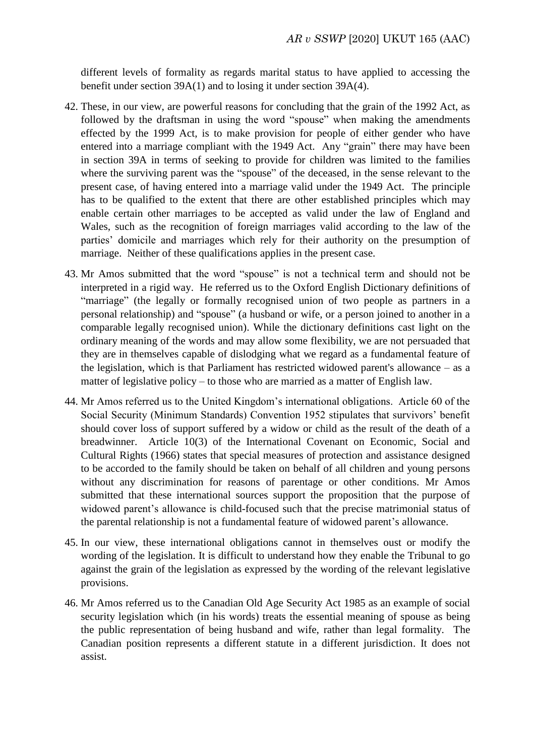different levels of formality as regards marital status to have applied to accessing the benefit under section 39A(1) and to losing it under section 39A(4).

42. These, in our view, are powerful reasons for concluding that the grain of the 1992 Act, as followed by the draftsman in using the word "spouse" when making the amendments effected by the 1999 Act, is to make provision for people of either gender who have entered into a marriage compliant with the 1949 Act. Any "grain" there may have been in section 39A in terms of seeking to provide for children was limited to the families where the surviving parent was the "spouse" of the deceased, in the sense relevant to the present case, of having entered into a marriage valid under the 1949 Act. The principle has to be qualified to the extent that there are other established principles which may enable certain other marriages to be accepted as valid under the law of England and Wales, such as the recognition of foreign marriages valid according to the law of the parties' domicile and marriages which rely for their authority on the presumption of marriage. Neither of these qualifications applies in the present case.

43. Mr Amos submitted that the word "spouse" is not a technical term and should not be interpreted in a rigid way. He referred us to the Oxford English Dictionary definitions of "marriage" (the legally or formally recognised union of two people as partners in a personal relationship) and "spouse" (a husband or wife, or a person joined to another in a comparable legally recognised union). While the dictionary definitions cast light on the ordinary meaning of the words and may allow some flexibility, we are not persuaded that they are in themselves capable of dislodging what we regard as a fundamental feature of the legislation, which is that Parliament has restricted widowed parent's allowance – as a matter of legislative policy – to those who are married as a matter of English law.

44. Mr Amos referred us to the United Kingdom's international obligations. Article 60 of the Social Security (Minimum Standards) Convention 1952 stipulates that survivors' benefit should cover loss of support suffered by a widow or child as the result of the death of a breadwinner. Article 10(3) of the International Covenant on Economic, Social and Cultural Rights (1966) states that special measures of protection and assistance designed to be accorded to the family should be taken on behalf of all children and young persons without any discrimination for reasons of parentage or other conditions. Mr Amos submitted that these international sources support the proposition that the purpose of widowed parent's allowance is child-focused such that the precise matrimonial status of the parental relationship is not a fundamental feature of widowed parent's allowance.

45. In our view, these international obligations cannot in themselves oust or modify the wording of the legislation. It is difficult to understand how they enable the Tribunal to go against the grain of the legislation as expressed by the wording of the relevant legislative provisions.

46. Mr Amos referred us to the Canadian Old Age Security Act 1985 as an example of social security legislation which (in his words) treats the essential meaning of spouse as being the public representation of being husband and wife, rather than legal formality. The Canadian position represents a different statute in a different jurisdiction. It does not assist.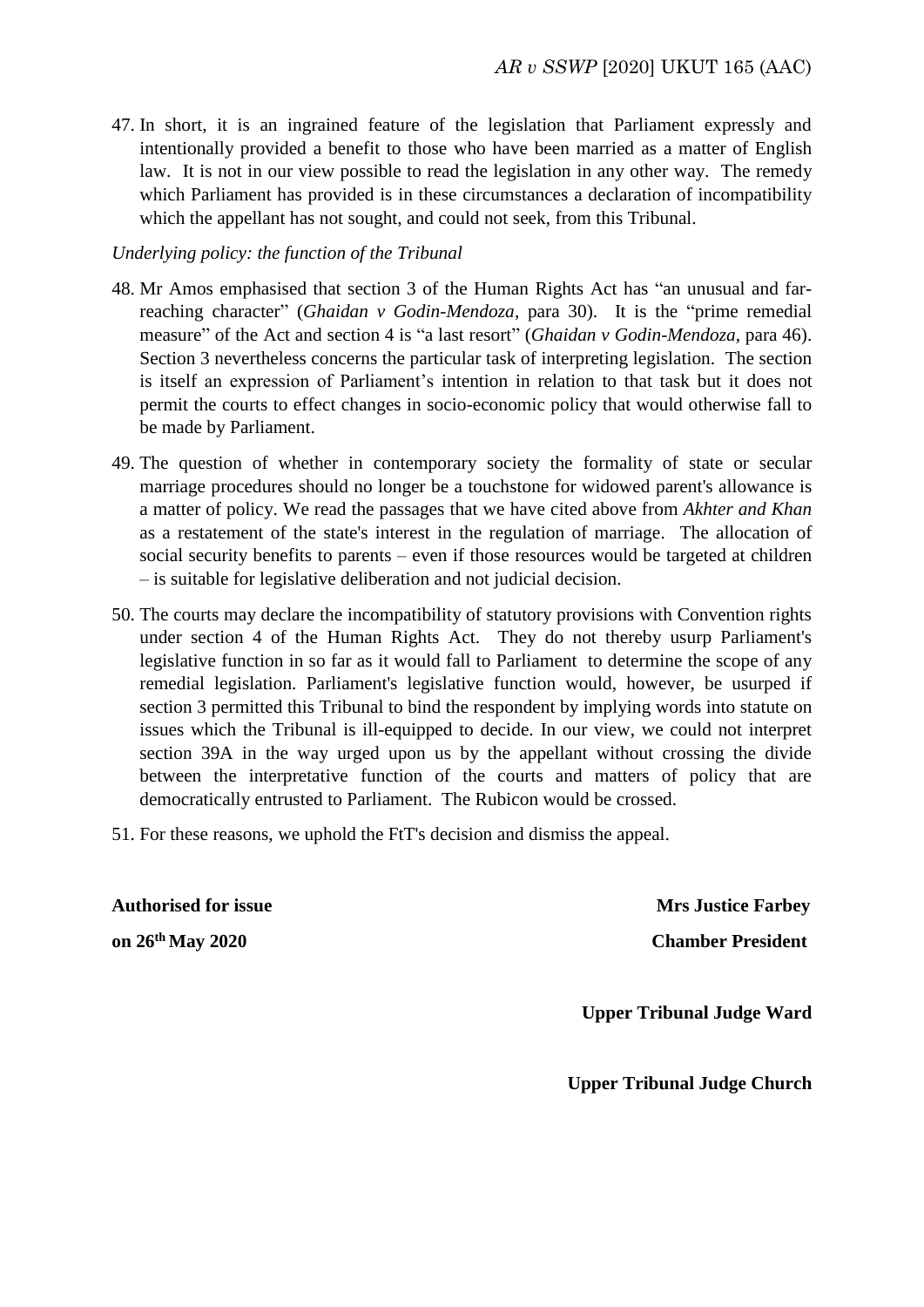47. In short, it is an ingrained feature of the legislation that Parliament expressly and intentionally provided a benefit to those who have been married as a matter of English law. It is not in our view possible to read the legislation in any other way. The remedy which Parliament has provided is in these circumstances a declaration of incompatibility which the appellant has not sought, and could not seek, from this Tribunal.

*Underlying policy: the function of the Tribunal*

48. Mr Amos emphasised that section 3 of the Human Rights Act has "an unusual and far-reaching character" (*Ghaidan v Godin-Mendoza*, para 30). It is the "prime remedial measure" of the Act and section 4 is "a last resort" (*Ghaidan v Godin-Mendoza*, para 46). Section 3 nevertheless concerns the particular task of interpreting legislation. The section is itself an expression of Parliament's intention in relation to that task but it does not permit the courts to effect changes in socio-economic policy that would otherwise fall to be made by Parliament.

49. The question of whether in contemporary society the formality of state or secular marriage procedures should no longer be a touchstone for widowed parent's allowance is a matter of policy. We read the passages that we have cited above from *Akhter and Khan* as a restatement of the state's interest in the regulation of marriage. The allocation of social security benefits to parents – even if those resources would be targeted at children – is suitable for legislative deliberation and not judicial decision.

50. The courts may declare the incompatibility of statutory provisions with Convention rights under section 4 of the Human Rights Act. They do not thereby usurp Parliament's legislative function in so far as it would fall to Parliament to determine the scope of any remedial legislation. Parliament's legislative function would, however, be usurped if section 3 permitted this Tribunal to bind the respondent by implying words into statute on issues which the Tribunal is ill-equipped to decide. In our view, we could not interpret section 39A in the way urged upon us by the appellant without crossing the divide between the interpretative function of the courts and matters of policy that are democratically entrusted to Parliament. The Rubicon would be crossed.

51. For these reasons, we uphold the FtT's decision and dismiss the appeal.

**Authorised for issue** **Mrs Justice Farbey**

**on 26th May 2020** **Chamber President**

**Upper Tribunal Judge Ward**

**Upper Tribunal Judge Church**